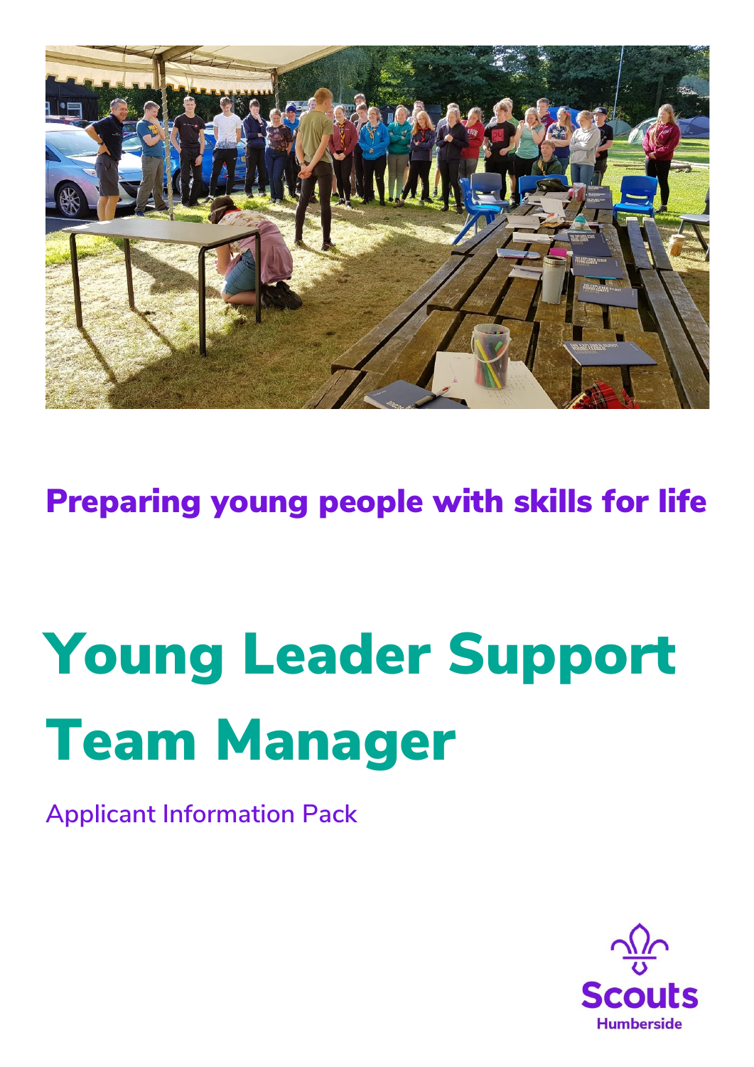Preparing young people with skills for life

# Young Leader Support Team Manager

Applicant Information Pack

Scouts
Humberside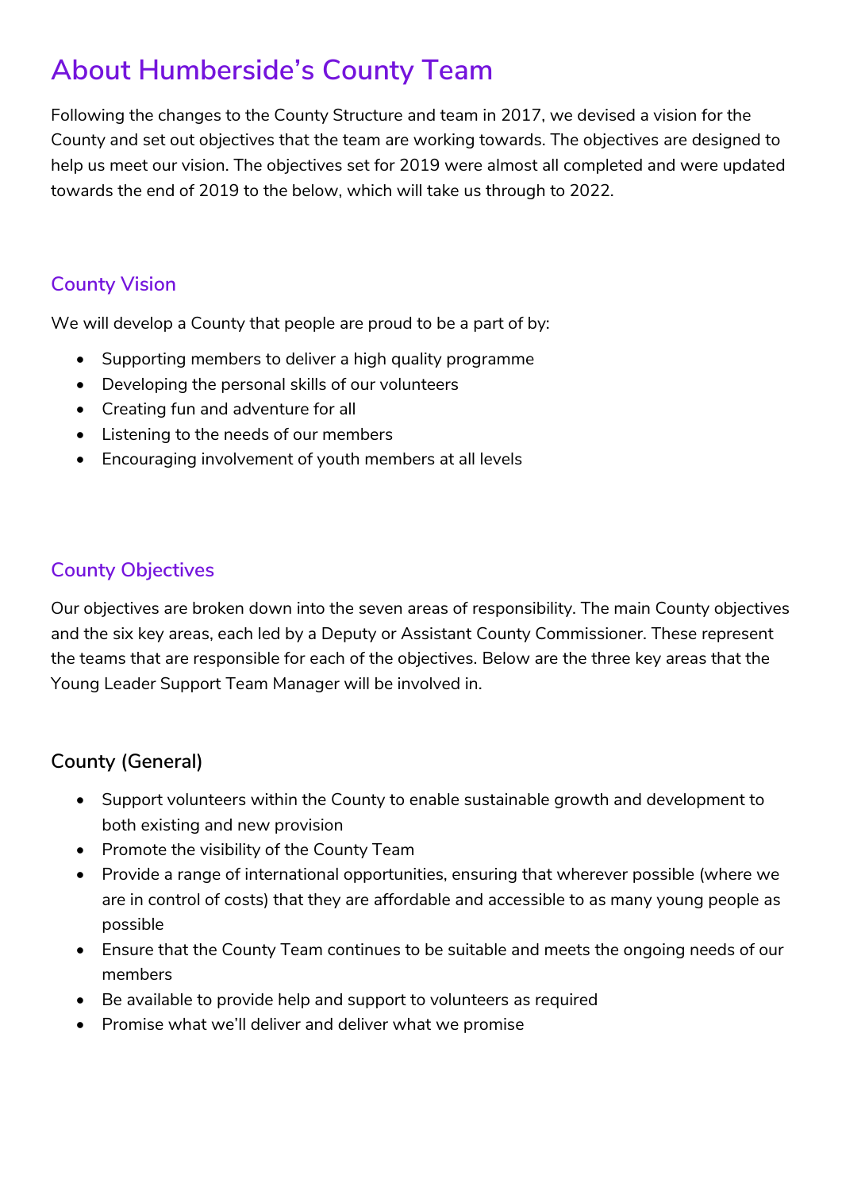# About Humberside's County Team

Following the changes to the County Structure and team in 2017, we devised a vision for the County and set out objectives that the team are working towards. The objectives are designed to help us meet our vision. The objectives set for 2019 were almost all completed and were updated towards the end of 2019 to the below, which will take us through to 2022.

## County Vision

We will develop a County that people are proud to be a part of by:

- Supporting members to deliver a high quality programme
- Developing the personal skills of our volunteers
- Creating fun and adventure for all
- Listening to the needs of our members
- Encouraging involvement of youth members at all levels

## County Objectives

Our objectives are broken down into the seven areas of responsibility. The main County objectives and the six key areas, each led by a Deputy or Assistant County Commissioner. These represent the teams that are responsible for each of the objectives. Below are the three key areas that the Young Leader Support Team Manager will be involved in.

### County (General)

- Support volunteers within the County to enable sustainable growth and development to both existing and new provision
- Promote the visibility of the County Team
- Provide a range of international opportunities, ensuring that wherever possible (where we are in control of costs) that they are affordable and accessible to as many young people as possible
- Ensure that the County Team continues to be suitable and meets the ongoing needs of our members
- Be available to provide help and support to volunteers as required
- Promise what we'll deliver and deliver what we promise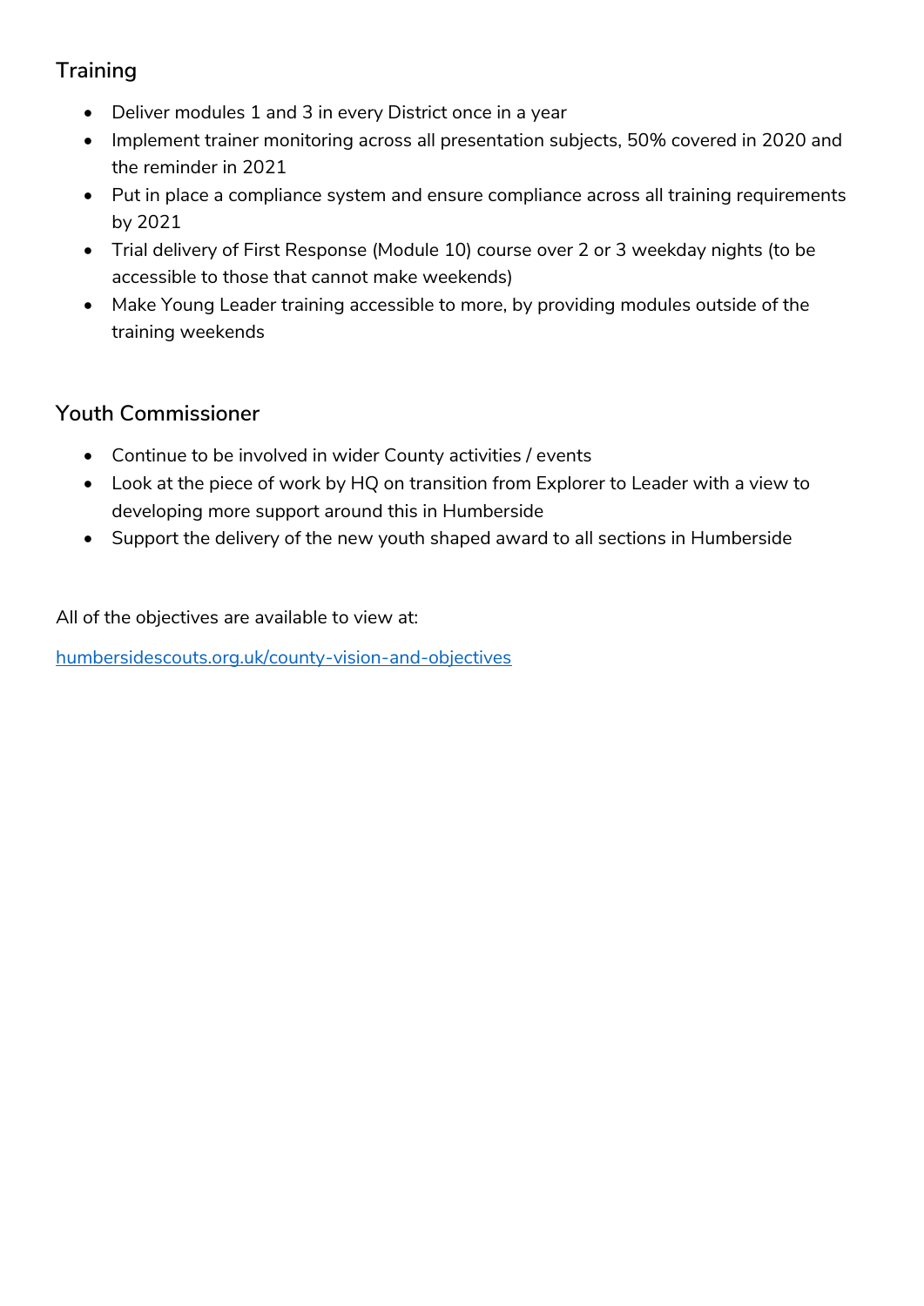## Training

- Deliver modules 1 and 3 in every District once in a year
- Implement trainer monitoring across all presentation subjects, 50% covered in 2020 and the reminder in 2021
- Put in place a compliance system and ensure compliance across all training requirements by 2021
- Trial delivery of First Response (Module 10) course over 2 or 3 weekday nights (to be accessible to those that cannot make weekends)
- Make Young Leader training accessible to more, by providing modules outside of the training weekends

## Youth Commissioner

- Continue to be involved in wider County activities / events
- Look at the piece of work by HQ on transition from Explorer to Leader with a view to developing more support around this in Humberside
- Support the delivery of the new youth shaped award to all sections in Humberside

All of the objectives are available to view at:

[humbersidescouts.org.uk/county-vision-and-objectives](humbersidescouts.org.uk/county-vision-and-objectives)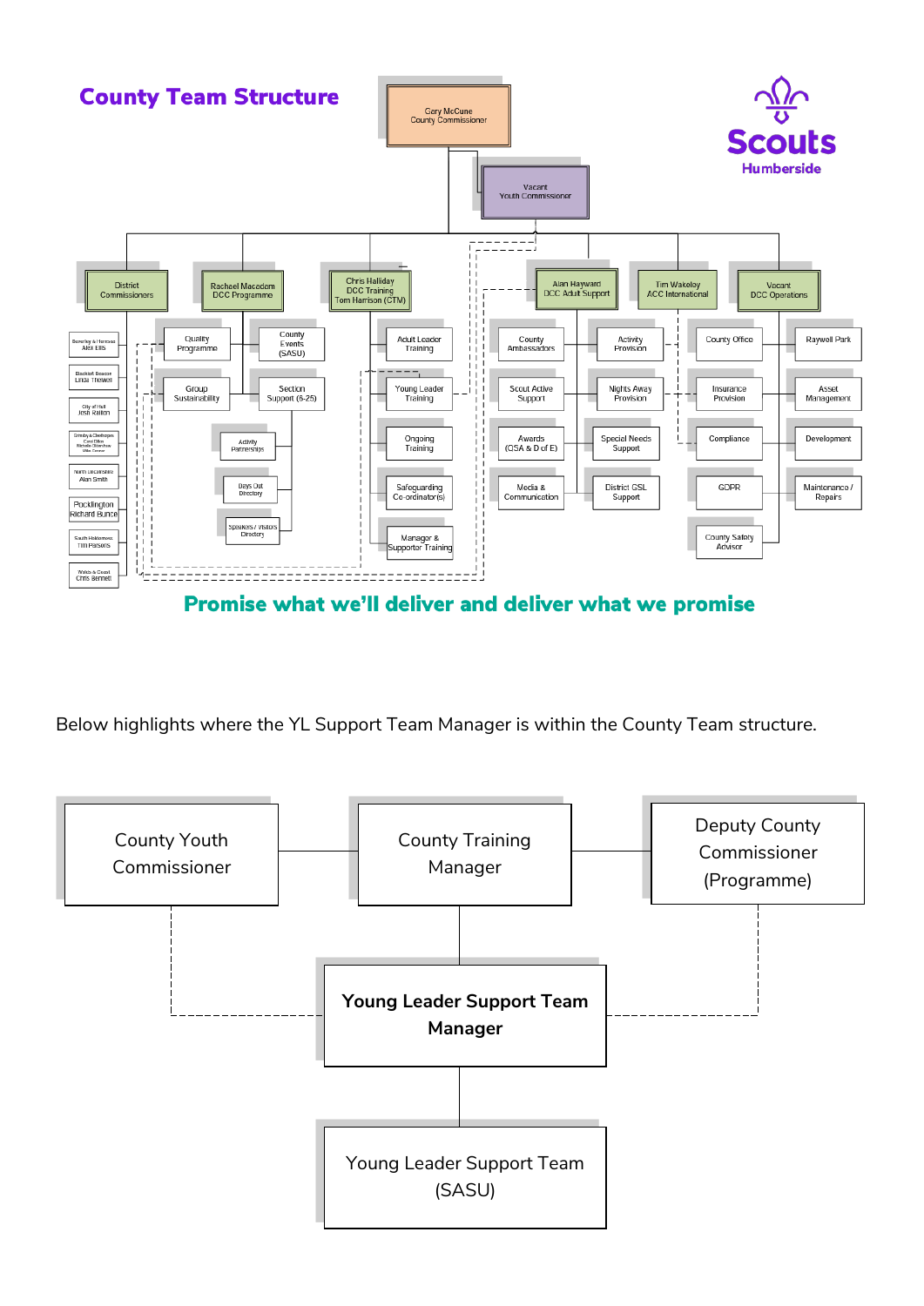# County Team Structure

Scouts Humberside

Gary McCune
County Commissioner

Vacant
Youth Commissioner

District Commissioners

- Beverley & Hornsea – Alex Ellis
- Blackbill Beacon – Linda Trewell
- City of Hull – Josh Railton
- Grimsby & Cleethorpes – Carol Dillon, Michelle Openshaw, Mike Coonan
- North Lincolnshire – Alan Smith
- Pocklington – Richard Bunce
- South Holderness – Tim Parsons
- Wolds & Coast – Chris Bennett

Rachael Macedom
DCC Programme

- Quality Programme
- County Events (SASU)
- Group Sustainability
- Section Support (6-25)
- Activity Partnerships
- Days Out Directory
- Speakers / Visitors Directory

Chris Halliday
DCC Training
Tom Harrison (CTM)

- Adult Leader Training
- Young Leader Training
- Ongoing Training
- Safeguarding Co-ordinator(s)
- Manager & Supporter Training

Alan Hayward
DCC Adult Support

- County Ambassadors
- Scout Active Support
- Awards (QSA & D of E)
- Media & Communication

Tim Wakeley
ACC International

- Activity Provision
- Nights Away Provision
- Special Needs Support
- District GSL Support

Vacant
DCC Operations

- County Office
- Insurance Provision
- Compliance
- GDPR
- County Safety Advisor
- Raywell Park
- Asset Management
- Development
- Maintenance / Repairs

**Promise what we'll deliver and deliver what we promise**

Below highlights where the YL Support Team Manager is within the County Team structure.

County Youth Commissioner — County Training Manager — Deputy County Commissioner (Programme)

**Young Leader Support Team Manager**

Young Leader Support Team (SASU)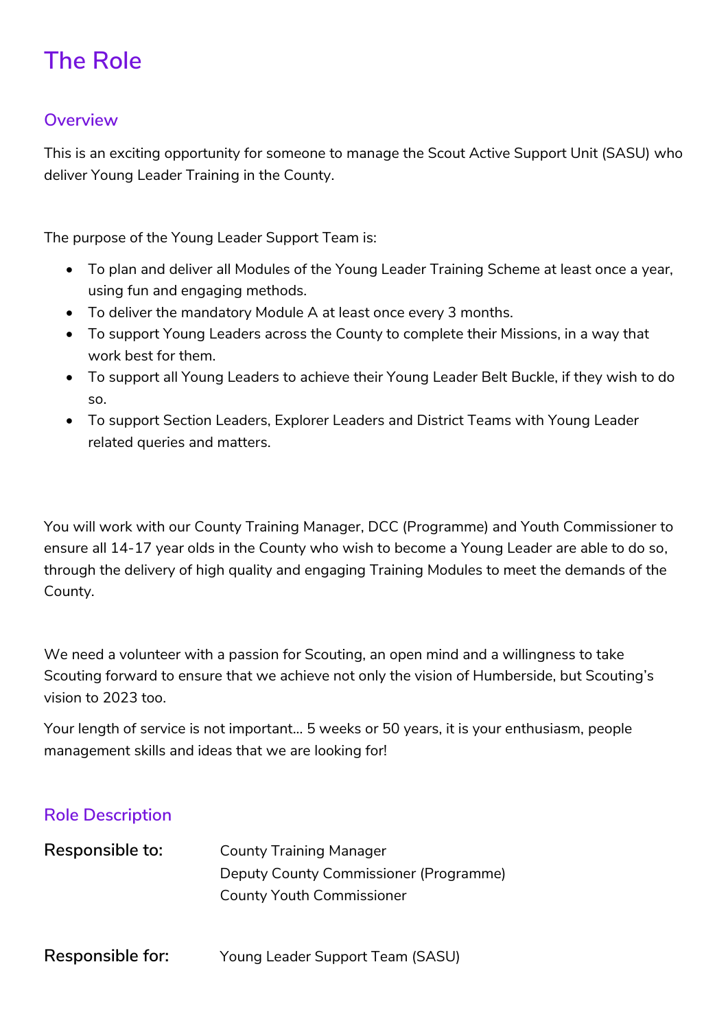# The Role

## Overview

This is an exciting opportunity for someone to manage the Scout Active Support Unit (SASU) who deliver Young Leader Training in the County.

The purpose of the Young Leader Support Team is:

- To plan and deliver all Modules of the Young Leader Training Scheme at least once a year, using fun and engaging methods.
- To deliver the mandatory Module A at least once every 3 months.
- To support Young Leaders across the County to complete their Missions, in a way that work best for them.
- To support all Young Leaders to achieve their Young Leader Belt Buckle, if they wish to do so.
- To support Section Leaders, Explorer Leaders and District Teams with Young Leader related queries and matters.

You will work with our County Training Manager, DCC (Programme) and Youth Commissioner to ensure all 14-17 year olds in the County who wish to become a Young Leader are able to do so, through the delivery of high quality and engaging Training Modules to meet the demands of the County.

We need a volunteer with a passion for Scouting, an open mind and a willingness to take Scouting forward to ensure that we achieve not only the vision of Humberside, but Scouting's vision to 2023 too.

Your length of service is not important... 5 weeks or 50 years, it is your enthusiasm, people management skills and ideas that we are looking for!

## Role Description

**Responsible to:** County Training Manager
Deputy County Commissioner (Programme)
County Youth Commissioner

**Responsible for:** Young Leader Support Team (SASU)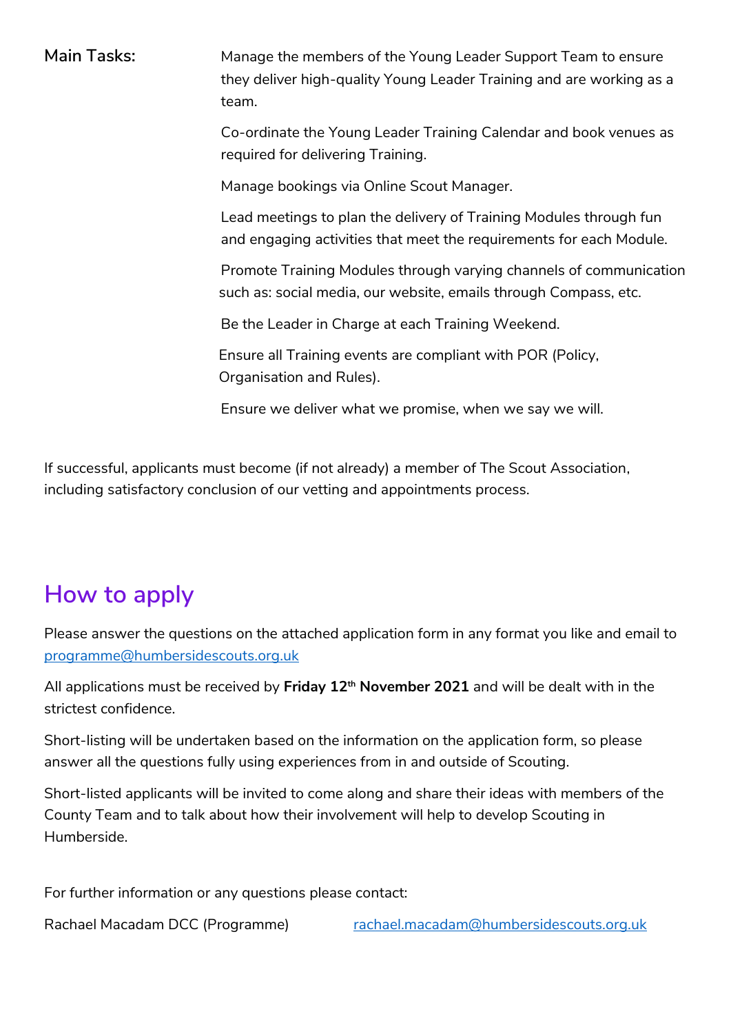**Main Tasks:**

Manage the members of the Young Leader Support Team to ensure they deliver high-quality Young Leader Training and are working as a team.

Co-ordinate the Young Leader Training Calendar and book venues as required for delivering Training.

Manage bookings via Online Scout Manager.

Lead meetings to plan the delivery of Training Modules through fun and engaging activities that meet the requirements for each Module.

Promote Training Modules through varying channels of communication such as: social media, our website, emails through Compass, etc.

Be the Leader in Charge at each Training Weekend.

Ensure all Training events are compliant with POR (Policy, Organisation and Rules).

Ensure we deliver what we promise, when we say we will.

If successful, applicants must become (if not already) a member of The Scout Association, including satisfactory conclusion of our vetting and appointments process.

## How to apply

Please answer the questions on the attached application form in any format you like and email to programme@humbersidescouts.org.uk

All applications must be received by **Friday 12th November 2021** and will be dealt with in the strictest confidence.

Short-listing will be undertaken based on the information on the application form, so please answer all the questions fully using experiences from in and outside of Scouting.

Short-listed applicants will be invited to come along and share their ideas with members of the County Team and to talk about how their involvement will help to develop Scouting in Humberside.

For further information or any questions please contact:

Rachael Macadam DCC (Programme) rachael.macadam@humbersidescouts.org.uk